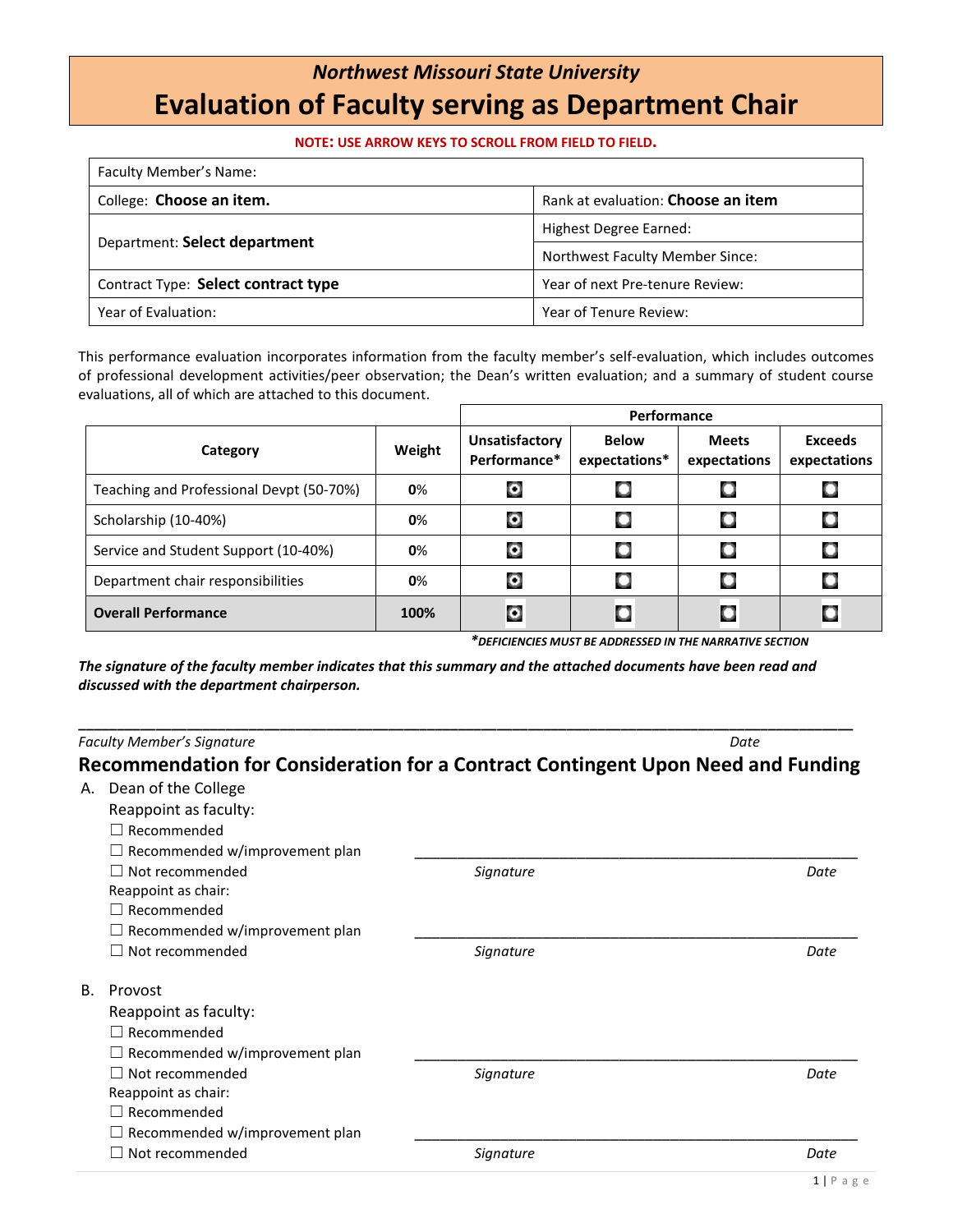# Northwest Missouri State University

# Evaluation of Faculty serving as Department Chair

**NOTE: USE ARROW KEYS TO SCROLL FROM FIELD TO FIELD.**

| Faculty Member's Name: | |
|---|---|
| College: **Choose an item.** | Rank at evaluation: **Choose an item** |
| Department: **Select department** | Highest Degree Earned: |
| | Northwest Faculty Member Since: |
| Contract Type: **Select contract type** | Year of next Pre-tenure Review: |
| Year of Evaluation: | Year of Tenure Review: |

This performance evaluation incorporates information from the faculty member's self-evaluation, which includes outcomes of professional development activities/peer observation; the Dean's written evaluation; and a summary of student course evaluations, all of which are attached to this document.

| | | Performance | | | |
|---|---|---|---|---|---|
| **Category** | **Weight** | **Unsatisfactory Performance*** | **Below expectations*** | **Meets expectations** | **Exceeds expectations** |
| Teaching and Professional Devpt (50-70%) | **0%** | ◉ | ○ | ○ | ○ |
| Scholarship (10-40%) | **0%** | ◉ | ○ | ○ | ○ |
| Service and Student Support (10-40%) | **0%** | ◉ | ○ | ○ | ○ |
| Department chair responsibilities | **0%** | ◉ | ○ | ○ | ○ |
| **Overall Performance** | **100%** | ◉ | ○ | ○ | ○ |

****DEFICIENCIES MUST BE ADDRESSED IN THE NARRATIVE SECTION***

***The signature of the faculty member indicates that this summary and the attached documents have been read and discussed with the department chairperson.***

\_\_\_\_\_\_\_\_\_\_\_\_\_\_\_\_\_\_\_\_\_\_\_\_\_\_\_\_\_\_\_\_\_\_\_\_\_\_\_\_\_\_\_\_\_\_\_\_\_\_\_\_\_\_\_\_\_\_\_\_\_\_\_\_\_\_\_\_\_\_\_\_\_\_\_\_

*Faculty Member's Signature* *Date*

## Recommendation for Consideration for a Contract Contingent Upon Need and Funding

A. Dean of the College

Reappoint as faculty:

☐ Recommended

☐ Recommended w/improvement plan

☐ Not recommended

\_\_\_\_\_\_\_\_\_\_\_\_\_\_\_\_\_\_\_\_\_\_\_\_\_\_\_\_\_\_\_\_\_\_\_\_\_\_\_\_\_\_\_\_\_\_

*Signature* *Date*

Reappoint as chair:

☐ Recommended

☐ Recommended w/improvement plan

☐ Not recommended

\_\_\_\_\_\_\_\_\_\_\_\_\_\_\_\_\_\_\_\_\_\_\_\_\_\_\_\_\_\_\_\_\_\_\_\_\_\_\_\_\_\_\_\_\_\_

*Signature* *Date*

B. Provost

Reappoint as faculty:

☐ Recommended

☐ Recommended w/improvement plan

☐ Not recommended

\_\_\_\_\_\_\_\_\_\_\_\_\_\_\_\_\_\_\_\_\_\_\_\_\_\_\_\_\_\_\_\_\_\_\_\_\_\_\_\_\_\_\_\_\_\_

*Signature* *Date*

Reappoint as chair:

☐ Recommended

☐ Recommended w/improvement plan

☐ Not recommended

\_\_\_\_\_\_\_\_\_\_\_\_\_\_\_\_\_\_\_\_\_\_\_\_\_\_\_\_\_\_\_\_\_\_\_\_\_\_\_\_\_\_\_\_\_\_

*Signature* *Date*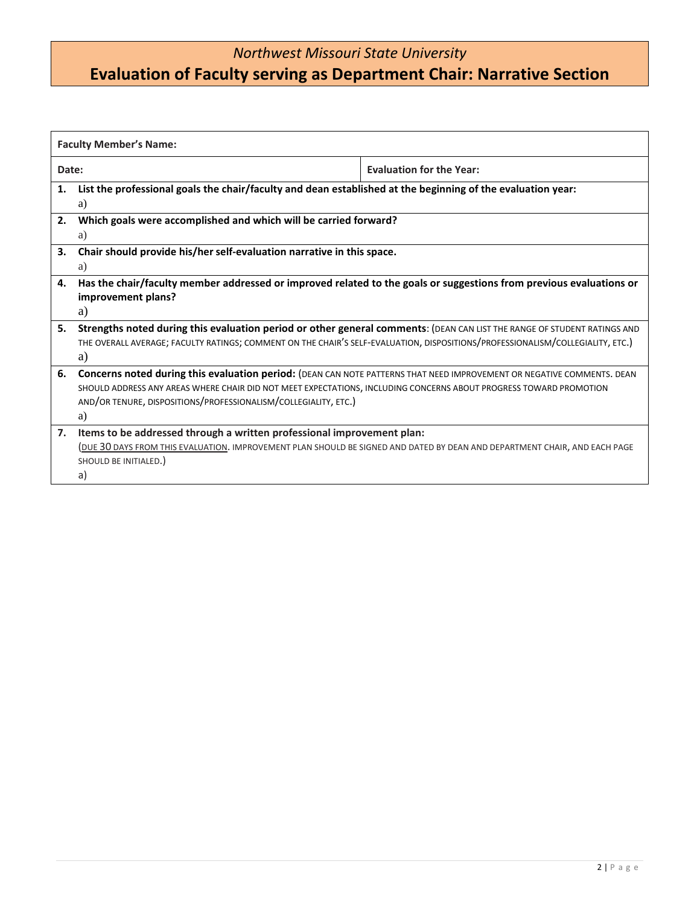*Northwest Missouri State University*

# Evaluation of Faculty serving as Department Chair: Narrative Section

| | |
|---|---|
| **Faculty Member's Name:** | |
| **Date:** | **Evaluation for the Year:** |

1. **List the professional goals the chair/faculty and dean established at the beginning of the evaluation year:**
   a)
2. **Which goals were accomplished and which will be carried forward?**
   a)
3. **Chair should provide his/her self-evaluation narrative in this space.**
   a)
4. **Has the chair/faculty member addressed or improved related to the goals or suggestions from previous evaluations or improvement plans?**
   a)
5. **Strengths noted during this evaluation period or other general comments**: (DEAN CAN LIST THE RANGE OF STUDENT RATINGS AND THE OVERALL AVERAGE; FACULTY RATINGS; COMMENT ON THE CHAIR'S SELF-EVALUATION, DISPOSITIONS/PROFESSIONALISM/COLLEGIALITY, ETC.)
   a)
6. **Concerns noted during this evaluation period:** (DEAN CAN NOTE PATTERNS THAT NEED IMPROVEMENT OR NEGATIVE COMMENTS. DEAN SHOULD ADDRESS ANY AREAS WHERE CHAIR DID NOT MEET EXPECTATIONS, INCLUDING CONCERNS ABOUT PROGRESS TOWARD PROMOTION AND/OR TENURE, DISPOSITIONS/PROFESSIONALISM/COLLEGIALITY, ETC.)
   a)
7. **Items to be addressed through a written professional improvement plan:**
   (DUE 30 DAYS FROM THIS EVALUATION. IMPROVEMENT PLAN SHOULD BE SIGNED AND DATED BY DEAN AND DEPARTMENT CHAIR, AND EACH PAGE SHOULD BE INITIALED.)
   a)